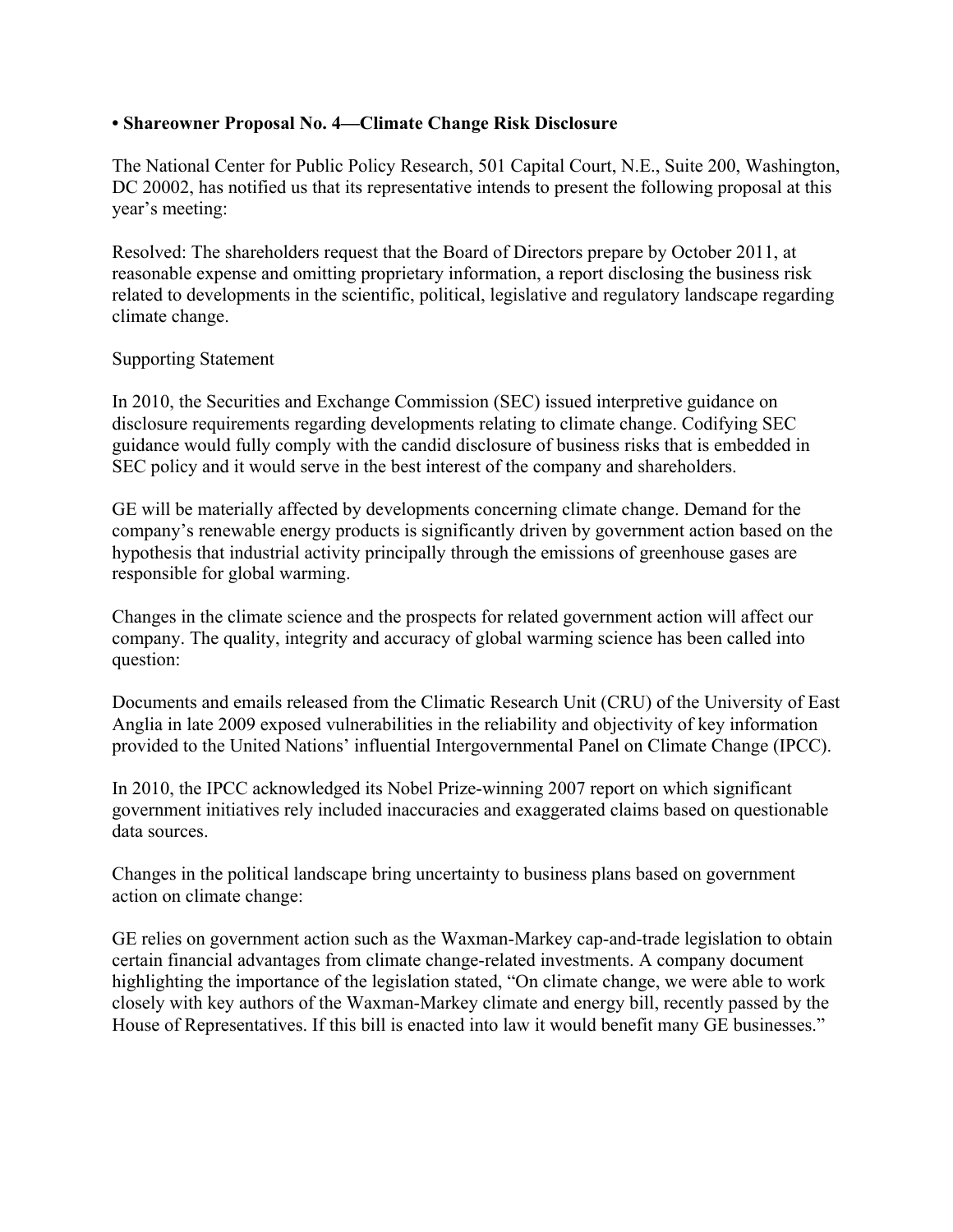**• Shareowner Proposal No. 4—Climate Change Risk Disclosure**

The National Center for Public Policy Research, 501 Capital Court, N.E., Suite 200, Washington, DC 20002, has notified us that its representative intends to present the following proposal at this year's meeting:

Resolved: The shareholders request that the Board of Directors prepare by October 2011, at reasonable expense and omitting proprietary information, a report disclosing the business risk related to developments in the scientific, political, legislative and regulatory landscape regarding climate change.

Supporting Statement

In 2010, the Securities and Exchange Commission (SEC) issued interpretive guidance on disclosure requirements regarding developments relating to climate change. Codifying SEC guidance would fully comply with the candid disclosure of business risks that is embedded in SEC policy and it would serve in the best interest of the company and shareholders.

GE will be materially affected by developments concerning climate change. Demand for the company's renewable energy products is significantly driven by government action based on the hypothesis that industrial activity principally through the emissions of greenhouse gases are responsible for global warming.

Changes in the climate science and the prospects for related government action will affect our company. The quality, integrity and accuracy of global warming science has been called into question:

Documents and emails released from the Climatic Research Unit (CRU) of the University of East Anglia in late 2009 exposed vulnerabilities in the reliability and objectivity of key information provided to the United Nations' influential Intergovernmental Panel on Climate Change (IPCC).

In 2010, the IPCC acknowledged its Nobel Prize-winning 2007 report on which significant government initiatives rely included inaccuracies and exaggerated claims based on questionable data sources.

Changes in the political landscape bring uncertainty to business plans based on government action on climate change:

GE relies on government action such as the Waxman-Markey cap-and-trade legislation to obtain certain financial advantages from climate change-related investments. A company document highlighting the importance of the legislation stated, "On climate change, we were able to work closely with key authors of the Waxman-Markey climate and energy bill, recently passed by the House of Representatives. If this bill is enacted into law it would benefit many GE businesses."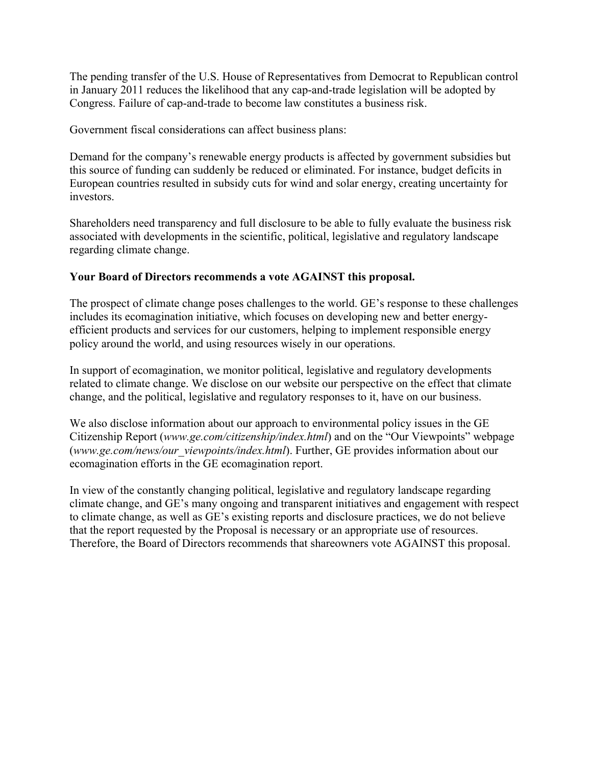The pending transfer of the U.S. House of Representatives from Democrat to Republican control in January 2011 reduces the likelihood that any cap-and-trade legislation will be adopted by Congress. Failure of cap-and-trade to become law constitutes a business risk.

Government fiscal considerations can affect business plans:

Demand for the company's renewable energy products is affected by government subsidies but this source of funding can suddenly be reduced or eliminated. For instance, budget deficits in European countries resulted in subsidy cuts for wind and solar energy, creating uncertainty for investors.

Shareholders need transparency and full disclosure to be able to fully evaluate the business risk associated with developments in the scientific, political, legislative and regulatory landscape regarding climate change.

**Your Board of Directors recommends a vote AGAINST this proposal.**

The prospect of climate change poses challenges to the world. GE's response to these challenges includes its ecomagination initiative, which focuses on developing new and better energy-efficient products and services for our customers, helping to implement responsible energy policy around the world, and using resources wisely in our operations.

In support of ecomagination, we monitor political, legislative and regulatory developments related to climate change. We disclose on our website our perspective on the effect that climate change, and the political, legislative and regulatory responses to it, have on our business.

We also disclose information about our approach to environmental policy issues in the GE Citizenship Report (*www.ge.com/citizenship/index.html*) and on the "Our Viewpoints" webpage (*www.ge.com/news/our_viewpoints/index.html*). Further, GE provides information about our ecomagination efforts in the GE ecomagination report.

In view of the constantly changing political, legislative and regulatory landscape regarding climate change, and GE's many ongoing and transparent initiatives and engagement with respect to climate change, as well as GE's existing reports and disclosure practices, we do not believe that the report requested by the Proposal is necessary or an appropriate use of resources. Therefore, the Board of Directors recommends that shareowners vote AGAINST this proposal.